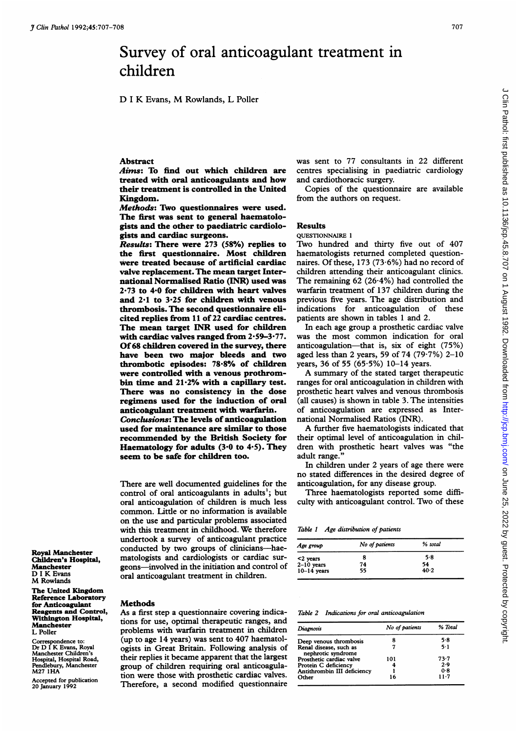# Survey of oral anticoagulant treatment in children

D I K Evans, M Rowlands, L Poller

## Abstract

***Aims:*** **To find out which children are treated with oral anticoagulants and how their treatment is controlled in the United Kingdom.**

***Methods:*** **Two questionnaires were used. The first was sent to general haematologists and the other to paediatric cardiologists and cardiac surgeons.**

***Results:*** **There were 273 (58%) replies to the first questionnaire. Most children were treated because of artificial cardiac valve replacement. The mean target International Normalised Ratio (INR) used was 2·73 to 4·0 for children with heart valves and 2·1 to 3·25 for children with venous thrombosis. The second questionnaire elicited replies from 11 of 22 cardiac centres. The mean target INR used for children with cardiac valves ranged from 2·59–3·77. Of 68 children covered in the survey, there have been two major bleeds and two thrombotic episodes: 78·8% of children were controlled with a venous prothrombin time and 21·2% with a capillary test. There was no consistency in the dose regimens used for the induction of oral anticoagulant treatment with warfarin.**

***Conclusions:*** **The levels of anticoagulation used for maintenance are similar to those recommended by the British Society for Haematology for adults (3·0 to 4·5). They seem to be safe for children too.**

There are well documented guidelines for the control of oral anticoagulants in adults[1]; but oral anticoagulation of children is much less common. Little or no information is available on the use and particular problems associated with this treatment in childhood. We therefore undertook a survey of anticoagulant practice conducted by two groups of clinicians—haematologists and cardiologists or cardiac surgeons—involved in the initiation and control of oral anticoagulant treatment in children.

## Methods

As a first step a questionnaire covering indications for use, optimal therapeutic ranges, and problems with warfarin treatment in children (up to age 14 years) was sent to 407 haematologists in Great Britain. Following analysis of their replies it became apparent that the largest group of children requiring oral anticoagulation were those with prosthetic cardiac valves. Therefore, a second modified questionnaire was sent to 77 consultants in 22 different centres specialising in paediatric cardiology and cardiothoracic surgery.

Copies of the questionnaire are available from the authors on request.

## Results

### QUESTIONNAIRE 1

Two hundred and thirty five out of 407 haematologists returned completed questionnaires. Of these, 173 (73·6%) had no record of children attending their anticoagulant clinics. The remaining 62 (26·4%) had controlled the warfarin treatment of 137 children during the previous five years. The age distribution and indications for anticoagulation of these patients are shown in tables 1 and 2.

In each age group a prosthetic cardiac valve was the most common indication for oral anticoagulation—that is, six of eight (75%) aged less than 2 years, 59 of 74 (79·7%) 2–10 years, 36 of 55 (65·5%) 10–14 years.

A summary of the stated target therapeutic ranges for oral anticoagulation in children with prosthetic heart valves and venous thrombosis (all causes) is shown in table 3. The intensities of anticoagulation are expressed as International Normalised Ratios (INR).

A further five haematologists indicated that their optimal level of anticoagulation in children with prosthetic heart valves was "the adult range."

In children under 2 years of age there were no stated differences in the desired degree of anticoagulation, for any disease group.

Three haematologists reported some difficulty with anticoagulant control. Two of these

*Table 1 Age distribution of patients*

| Age group | No of patients | % total |
|---|---|---|
| <2 years | 8 | 5·8 |
| 2–10 years | 74 | 54 |
| 10–14 years | 55 | 40·2 |

*Table 2 Indications for oral anticoagulation*

| Diagnosis | No of patients | % Total |
|---|---|---|
| Deep venous thrombosis | 8 | 5·8 |
| Renal disease, such as nephrotic syndrome | 7 | 5·1 |
| Prosthetic cardiac valve | 101 | 73·7 |
| Protein C deficiency | 4 | 2·9 |
| Antithrombin III deficiency | 1 | 0·8 |
| Other | 16 | 11·7 |

Royal Manchester Children's Hospital, Manchester
D I K Evans
M Rowlands

The United Kingdom Reference Laboratory for Anticoagulant Reagents and Control, Withington Hospital, Manchester
L Poller

Correspondence to: Dr D I K Evans, Royal Manchester Children's Hospital, Hospital Road, Pendlebury, Manchester M27 1HA

Accepted for publication 20 January 1992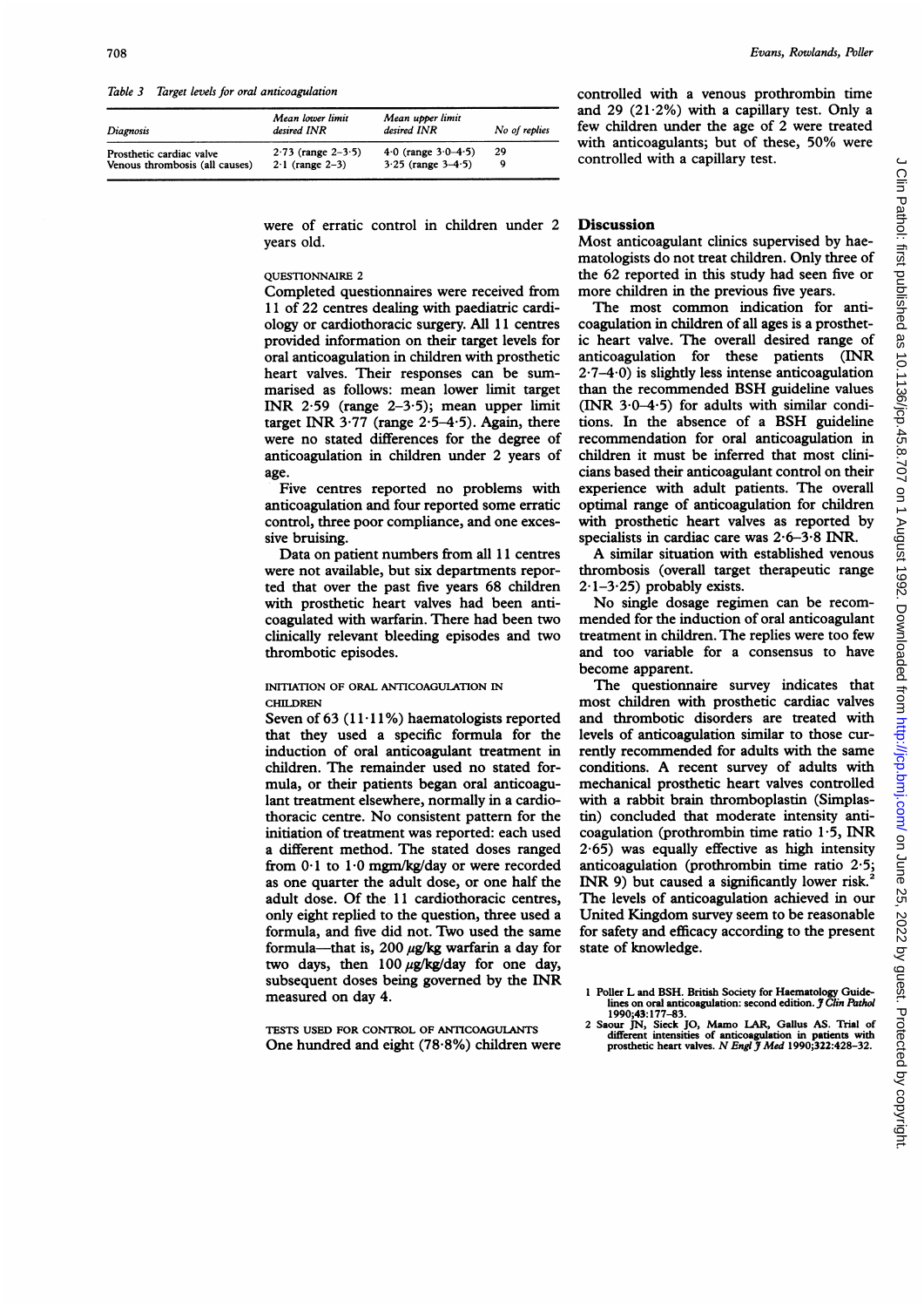*Table 3 Target levels for oral anticoagulation*

| Diagnosis | Mean lower limit desired INR | Mean upper limit desired INR | No of replies |
|---|---|---|---|
| Prosthetic cardiac valve | 2·73 (range 2–3·5) | 4·0 (range 3·0–4·5) | 29 |
| Venous thrombosis (all causes) | 2·1 (range 2–3) | 3·25 (range 3–4·5) | 9 |

were of erratic control in children under 2 years old.

### QUESTIONNAIRE 2

Completed questionnaires were received from 11 of 22 centres dealing with paediatric cardiology or cardiothoracic surgery. All 11 centres provided information on their target levels for oral anticoagulation in children with prosthetic heart valves. Their responses can be summarised as follows: mean lower limit target INR 2·59 (range 2–3·5); mean upper limit target INR 3·77 (range 2·5–4·5). Again, there were no stated differences for the degree of anticoagulation in children under 2 years of age.

Five centres reported no problems with anticoagulation and four reported some erratic control, three poor compliance, and one excessive bruising.

Data on patient numbers from all 11 centres were not available, but six departments reported that over the past five years 68 children with prosthetic heart valves had been anticoagulated with warfarin. There had been two clinically relevant bleeding episodes and two thrombotic episodes.

### INITIATION OF ORAL ANTICOAGULATION IN CHILDREN

Seven of 63 (11·11%) haematologists reported that they used a specific formula for the induction of oral anticoagulant treatment in children. The remainder used no stated formula, or their patients began oral anticoagulant treatment elsewhere, normally in a cardiothoracic centre. No consistent pattern for the initiation of treatment was reported: each used a different method. The stated doses ranged from 0·1 to 1·0 mgm/kg/day or were recorded as one quarter the adult dose, or one half the adult dose. Of the 11 cardiothoracic centres, only eight replied to the question, three used a formula, and five did not. Two used the same formula—that is, 200 μg/kg warfarin a day for two days, then 100 μg/kg/day for one day, subsequent doses being governed by the INR measured on day 4.

### TESTS USED FOR CONTROL OF ANTICOAGULANTS

One hundred and eight (78·8%) children were controlled with a venous prothrombin time and 29 (21·2%) with a capillary test. Only a few children under the age of 2 were treated with anticoagulants; but of these, 50% were controlled with a capillary test.

## Discussion

Most anticoagulant clinics supervised by haematologists do not treat children. Only three of the 62 reported in this study had seen five or more children in the previous five years.

The most common indication for anticoagulation in children of all ages is a prosthetic heart valve. The overall desired range of anticoagulation for these patients (INR 2·7–4·0) is slightly less intense anticoagulation than the recommended BSH guideline values (INR 3·0–4·5) for adults with similar conditions. In the absence of a BSH guideline recommendation for oral anticoagulation in children it must be inferred that most clinicians based their anticoagulant control on their experience with adult patients. The overall optimal range of anticoagulation for children with prosthetic heart valves as reported by specialists in cardiac care was 2·6–3·8 INR.

A similar situation with established venous thrombosis (overall target therapeutic range 2·1–3·25) probably exists.

No single dosage regimen can be recommended for the induction of oral anticoagulant treatment in children. The replies were too few and too variable for a consensus to have become apparent.

The questionnaire survey indicates that most children with prosthetic cardiac valves and thrombotic disorders are treated with levels of anticoagulation similar to those currently recommended for adults with the same conditions. A recent survey of adults with mechanical prosthetic heart valves controlled with a rabbit brain thromboplastin (Simplastin) concluded that moderate intensity anticoagulation (prothrombin time ratio 1·5, INR 2·65) was equally effective as high intensity anticoagulation (prothrombin time ratio 2·5; INR 9) but caused a significantly lower risk.[2] The levels of anticoagulation achieved in our United Kingdom survey seem to be reasonable for safety and efficacy according to the present state of knowledge.

1 Poller L and BSH. British Society for Haematology Guidelines on oral anticoagulation: second edition. *J Clin Pathol* 1990;43:177–83.

2 Saour JN, Sieck JO, Mamo LAR, Gallus AS. Trial of different intensities of anticoagulation in patients with prosthetic heart valves. *N Engl J Med* 1990;322:428–32.